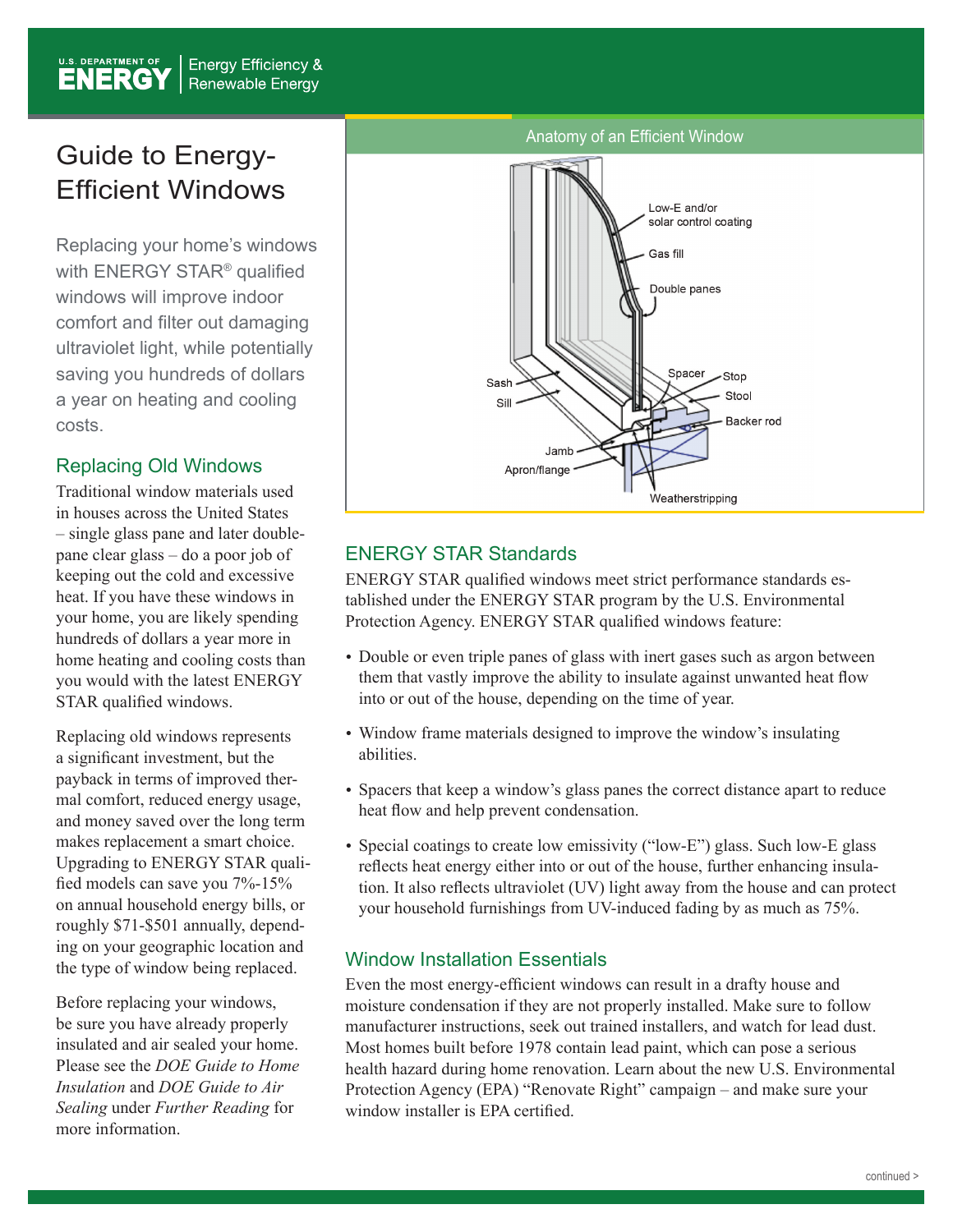# Guide to Energy-Efficient Windows

Replacing your home's windows with ENERGY STAR® qualified windows will improve indoor comfort and filter out damaging ultraviolet light, while potentially saving you hundreds of dollars a year on heating and cooling costs.

## Replacing Old Windows

Traditional window materials used in houses across the United States – single glass pane and later double-pane clear glass – do a poor job of keeping out the cold and excessive heat. If you have these windows in your home, you are likely spending hundreds of dollars a year more in home heating and cooling costs than you would with the latest ENERGY STAR qualified windows.

Replacing old windows represents a significant investment, but the payback in terms of improved thermal comfort, reduced energy usage, and money saved over the long term makes replacement a smart choice. Upgrading to ENERGY STAR qualified models can save you 7%-15% on annual household energy bills, or roughly $71-$501 annually, depending on your geographic location and the type of window being replaced.

Before replacing your windows, be sure you have already properly insulated and air sealed your home. Please see the *DOE Guide to Home Insulation* and *DOE Guide to Air Sealing* under *Further Reading* for more information.

Anatomy of an Efficient Window

Low-E and/or solar control coating; Gas fill; Double panes; Spacer; Stop; Stool; Backer rod; Sash; Sill; Jamb; Apron/flange; Weatherstripping

## ENERGY STAR Standards

ENERGY STAR qualified windows meet strict performance standards established under the ENERGY STAR program by the U.S. Environmental Protection Agency. ENERGY STAR qualified windows feature:

- Double or even triple panes of glass with inert gases such as argon between them that vastly improve the ability to insulate against unwanted heat flow into or out of the house, depending on the time of year.
- Window frame materials designed to improve the window's insulating abilities.
- Spacers that keep a window's glass panes the correct distance apart to reduce heat flow and help prevent condensation.
- Special coatings to create low emissivity ("low-E") glass. Such low-E glass reflects heat energy either into or out of the house, further enhancing insulation. It also reflects ultraviolet (UV) light away from the house and can protect your household furnishings from UV-induced fading by as much as 75%.

## Window Installation Essentials

Even the most energy-efficient windows can result in a drafty house and moisture condensation if they are not properly installed. Make sure to follow manufacturer instructions, seek out trained installers, and watch for lead dust. Most homes built before 1978 contain lead paint, which can pose a serious health hazard during home renovation. Learn about the new U.S. Environmental Protection Agency (EPA) "Renovate Right" campaign – and make sure your window installer is EPA certified.

continued >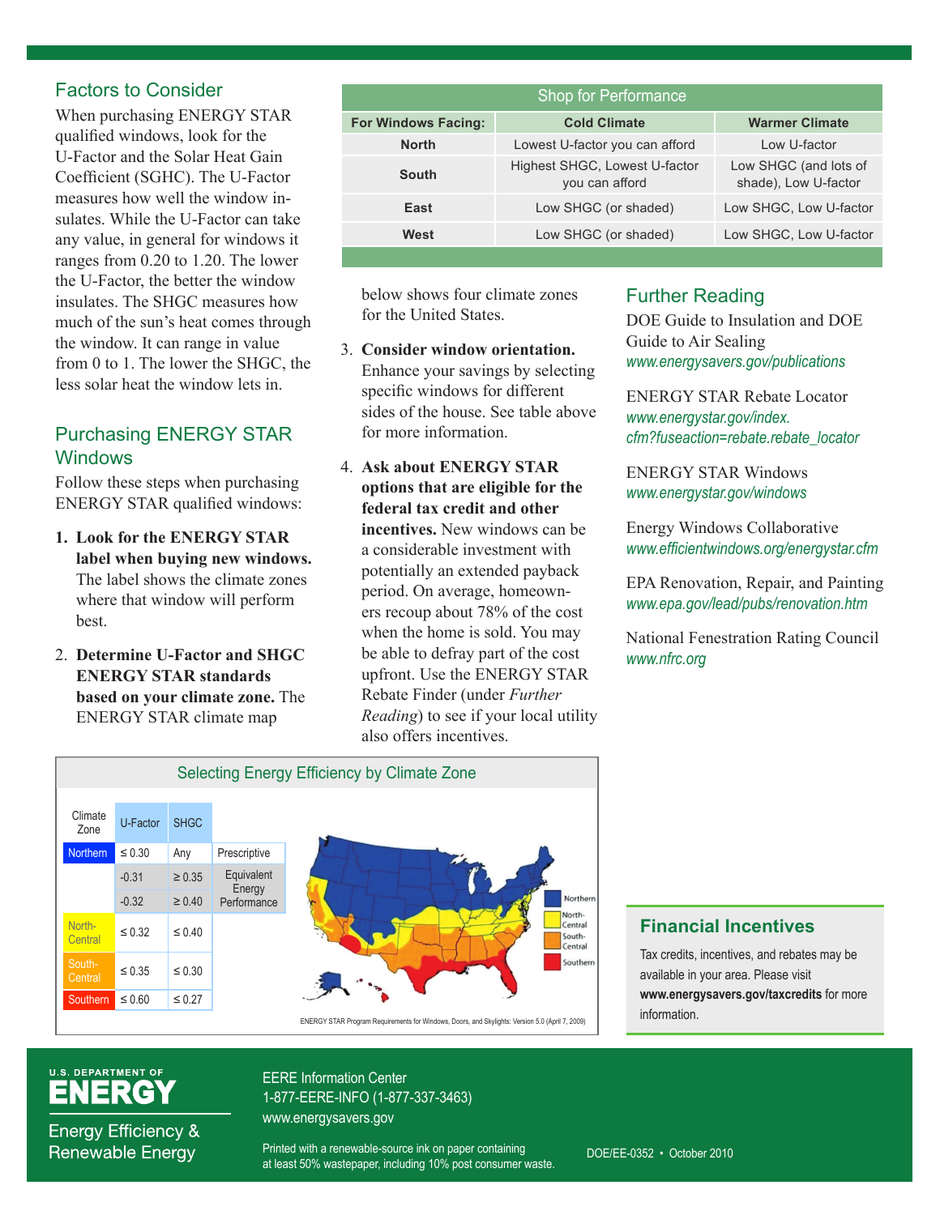## Factors to Consider

When purchasing ENERGY STAR qualified windows, look for the U-Factor and the Solar Heat Gain Coefficient (SGHC). The U-Factor measures how well the window insulates. While the U-Factor can take any value, in general for windows it ranges from 0.20 to 1.20. The lower the U-Factor, the better the window insulates. The SHGC measures how much of the sun's heat comes through the window. It can range in value from 0 to 1. The lower the SHGC, the less solar heat the window lets in.

## Purchasing ENERGY STAR Windows

Follow these steps when purchasing ENERGY STAR qualified windows:

1. **Look for the ENERGY STAR label when buying new windows.** The label shows the climate zones where that window will perform best.

2. **Determine U-Factor and SHGC ENERGY STAR standards based on your climate zone.** The ENERGY STAR climate map below shows four climate zones for the United States.

3. **Consider window orientation.** Enhance your savings by selecting specific windows for different sides of the house. See table above for more information.

4. **Ask about ENERGY STAR options that are eligible for the federal tax credit and other incentives.** New windows can be a considerable investment with potentially an extended payback period. On average, homeowners recoup about 78% of the cost when the home is sold. You may be able to defray part of the cost upfront. Use the ENERGY STAR Rebate Finder (under *Further Reading*) to see if your local utility also offers incentives.

### Shop for Performance

| For Windows Facing: | Cold Climate | Warmer Climate |
|---|---|---|
| North | Lowest U-factor you can afford | Low U-factor |
| South | Highest SHGC, Lowest U-factor you can afford | Low SHGC (and lots of shade), Low U-factor |
| East | Low SHGC (or shaded) | Low SHGC, Low U-factor |
| West | Low SHGC (or shaded) | Low SHGC, Low U-factor |

## Further Reading

DOE Guide to Insulation and DOE Guide to Air Sealing
*www.energysavers.gov/publications*

ENERGY STAR Rebate Locator
*www.energystar.gov/index.cfm?fuseaction=rebate.rebate_locator*

ENERGY STAR Windows
*www.energystar.gov/windows*

Energy Windows Collaborative
*www.efficientwindows.org/energystar.cfm*

EPA Renovation, Repair, and Painting
*www.epa.gov/lead/pubs/renovation.htm*

National Fenestration Rating Council
*www.nfrc.org*

### Selecting Energy Efficiency by Climate Zone

| Climate Zone | U-Factor | SHGC | |
|---|---|---|---|
| Northern | ≤ 0.30 | Any | Prescriptive |
| | -0.31 | ≥ 0.35 | Equivalent Energy Performance |
| | -0.32 | ≥ 0.40 | |
| North-Central | ≤ 0.32 | ≤ 0.40 | |
| South-Central | ≤ 0.35 | ≤ 0.30 | |
| Southern | ≤ 0.60 | ≤ 0.27 | |

Northern
North-Central
South-Central
Southern

ENERGY STAR Program Requirements for Windows, Doors, and Skylights: Version 5.0 (April 7, 2009)

### Financial Incentives

Tax credits, incentives, and rebates may be available in your area. Please visit **www.energysavers.gov/taxcredits** for more information.

U.S. DEPARTMENT OF ENERGY
Energy Efficiency & Renewable Energy

EERE Information Center
1-877-EERE-INFO (1-877-337-3463)
www.energysavers.gov

Printed with a renewable-source ink on paper containing at least 50% wastepaper, including 10% post consumer waste.

DOE/EE-0352 • October 2010